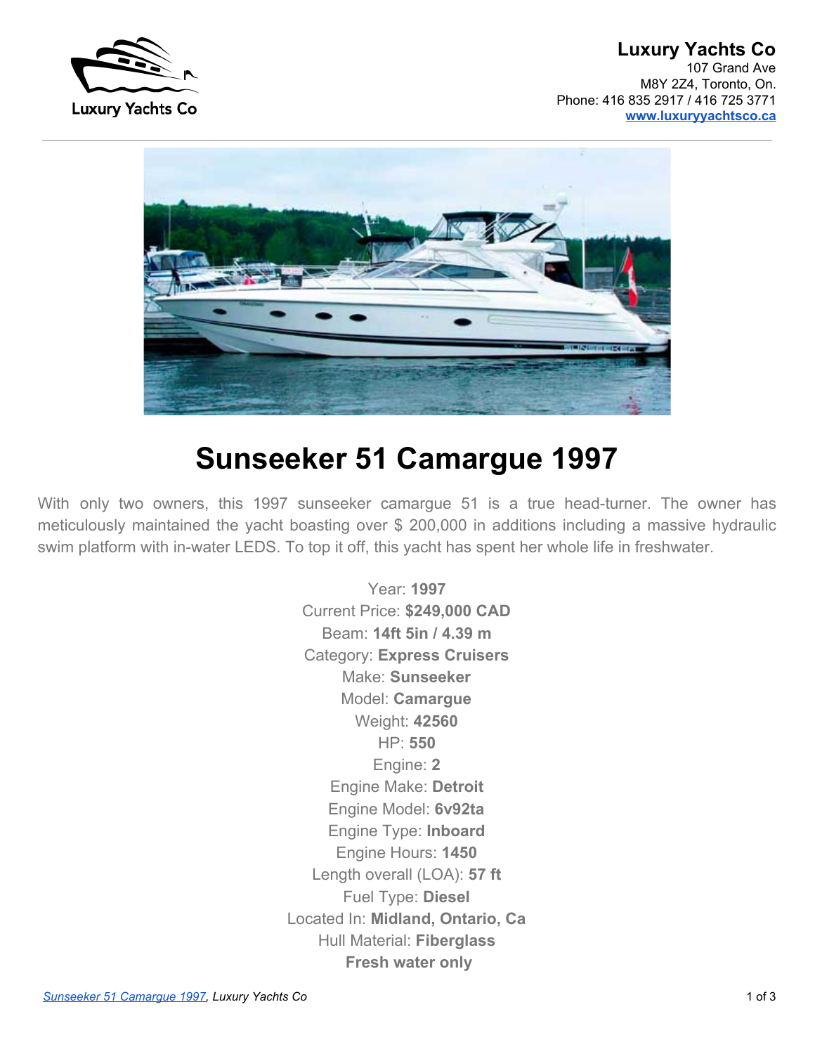**Luxury Yachts Co**
107 Grand Ave
M8Y 2Z4, Toronto, On.
Phone: 416 835 2917 / 416 725 3771
[www.luxuryyachtsco.ca](http://www.luxuryyachtsco.ca)

# Sunseeker 51 Camargue 1997

With only two owners, this 1997 sunseeker camargue 51 is a true head-turner. The owner has meticulously maintained the yacht boasting over $ 200,000 in additions including a massive hydraulic swim platform with in-water LEDS. To top it off, this yacht has spent her whole life in freshwater.

Year: **1997**
Current Price: **$249,000 CAD**
Beam: **14ft 5in / 4.39 m**
Category: **Express Cruisers**
Make: **Sunseeker**
Model: **Camargue**
Weight: **42560**
HP: **550**
Engine: **2**
Engine Make: **Detroit**
Engine Model: **6v92ta**
Engine Type: **Inboard**
Engine Hours: **1450**
Length overall (LOA): **57 ft**
Fuel Type: **Diesel**
Located In: **Midland, Ontario, Ca**
Hull Material: **Fiberglass**
**Fresh water only**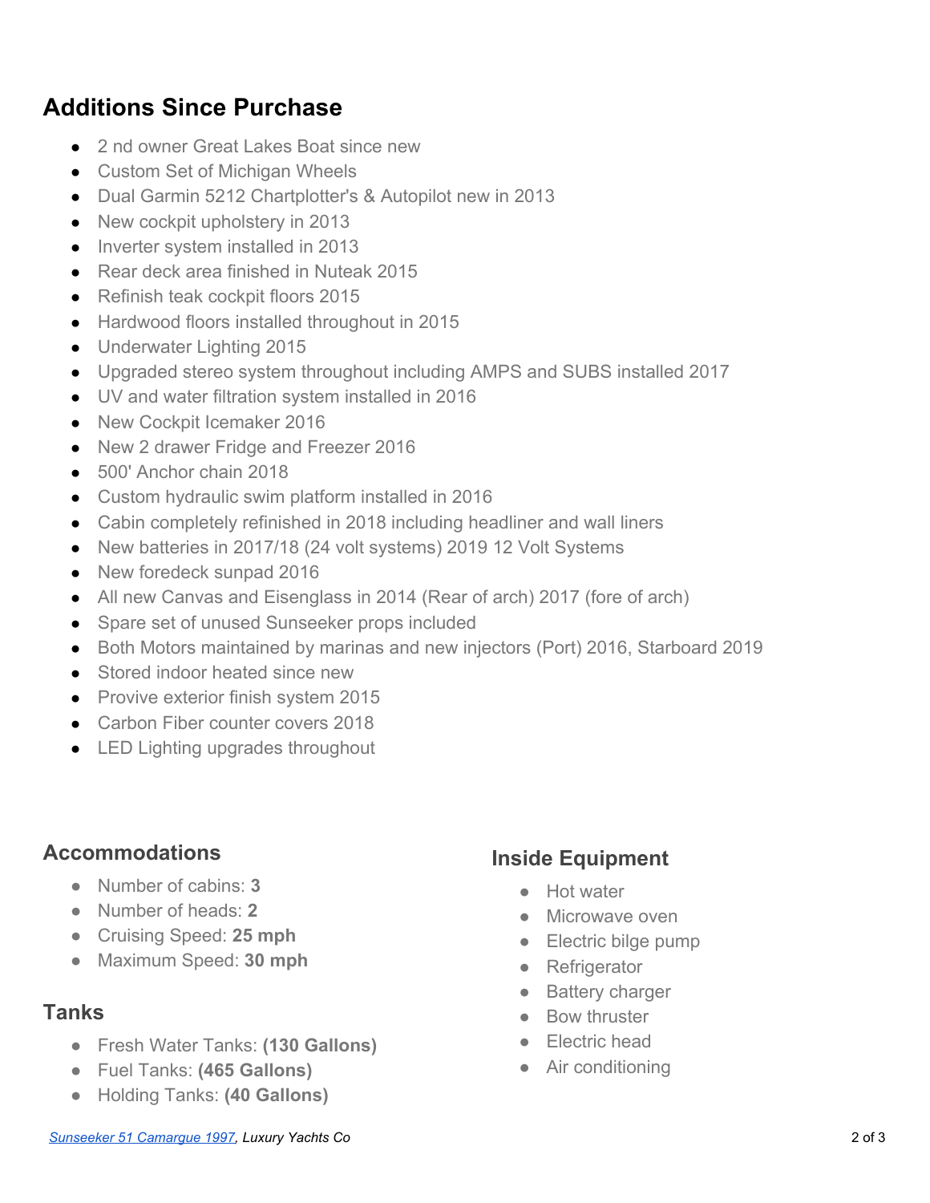## Additions Since Purchase

- 2 nd owner Great Lakes Boat since new
- Custom Set of Michigan Wheels
- Dual Garmin 5212 Chartplotter's & Autopilot new in 2013
- New cockpit upholstery in 2013
- Inverter system installed in 2013
- Rear deck area finished in Nuteak 2015
- Refinish teak cockpit floors 2015
- Hardwood floors installed throughout in 2015
- Underwater Lighting 2015
- Upgraded stereo system throughout including AMPS and SUBS installed 2017
- UV and water filtration system installed in 2016
- New Cockpit Icemaker 2016
- New 2 drawer Fridge and Freezer 2016
- 500' Anchor chain 2018
- Custom hydraulic swim platform installed in 2016
- Cabin completely refinished in 2018 including headliner and wall liners
- New batteries in 2017/18 (24 volt systems) 2019 12 Volt Systems
- New foredeck sunpad 2016
- All new Canvas and Eisenglass in 2014 (Rear of arch) 2017 (fore of arch)
- Spare set of unused Sunseeker props included
- Both Motors maintained by marinas and new injectors (Port) 2016, Starboard 2019
- Stored indoor heated since new
- Provive exterior finish system 2015
- Carbon Fiber counter covers 2018
- LED Lighting upgrades throughout

### Accommodations

- Number of cabins: **3**
- Number of heads: **2**
- Cruising Speed: **25 mph**
- Maximum Speed: **30 mph**

### Tanks

- Fresh Water Tanks: **(130 Gallons)**
- Fuel Tanks: **(465 Gallons)**
- Holding Tanks: **(40 Gallons)**

### Inside Equipment

- Hot water
- Microwave oven
- Electric bilge pump
- Refrigerator
- Battery charger
- Bow thruster
- Electric head
- Air conditioning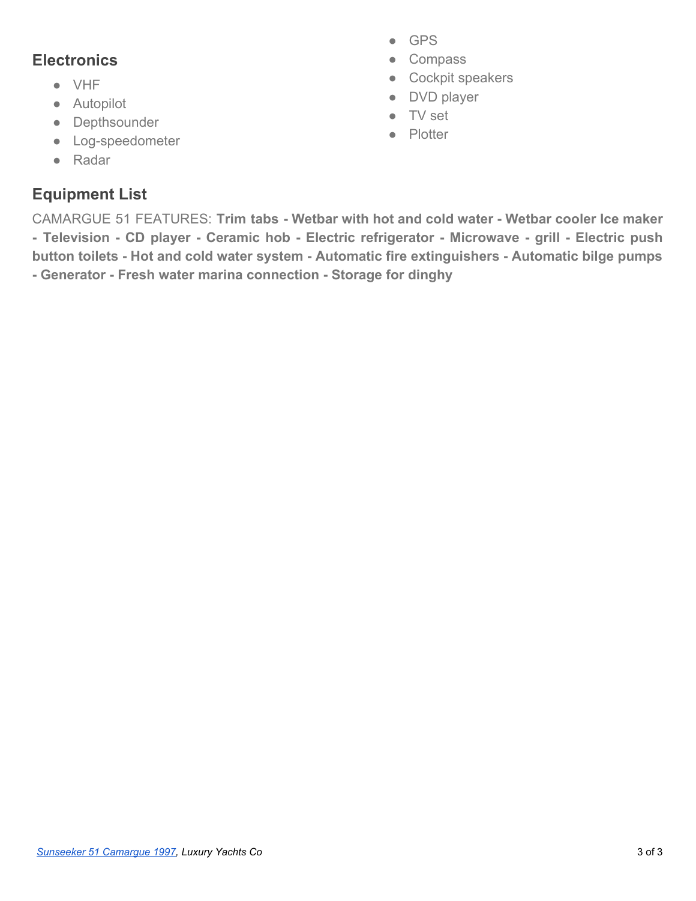## Electronics

- VHF
- Autopilot
- Depthsounder
- Log-speedometer
- Radar
- GPS
- Compass
- Cockpit speakers
- DVD player
- TV set
- Plotter

## Equipment List

CAMARGUE 51 FEATURES: **Trim tabs - Wetbar with hot and cold water - Wetbar cooler Ice maker - Television - CD player - Ceramic hob - Electric refrigerator - Microwave - grill - Electric push button toilets - Hot and cold water system - Automatic fire extinguishers - Automatic bilge pumps - Generator - Fresh water marina connection - Storage for dinghy**